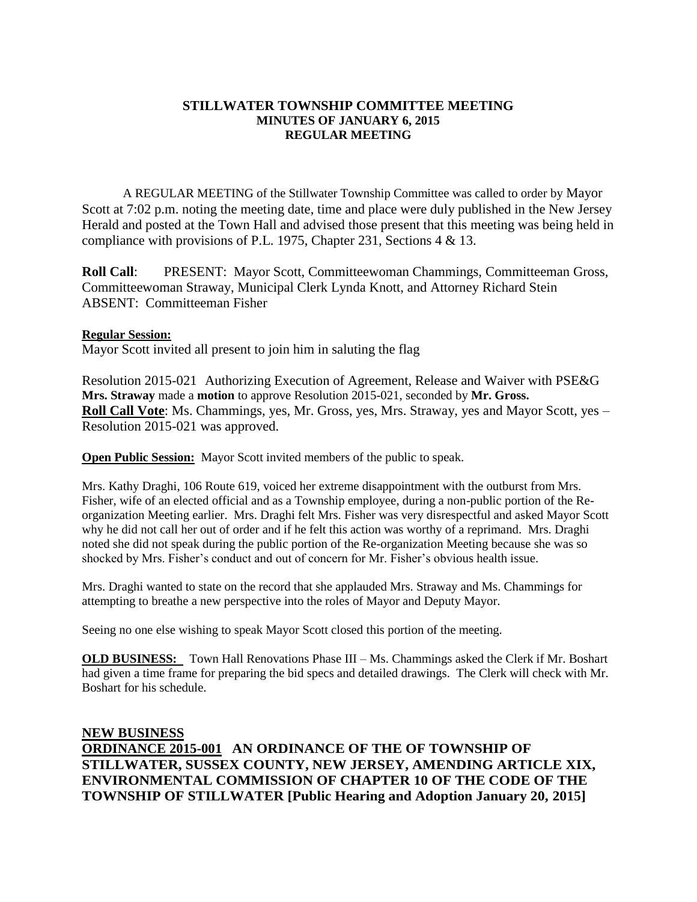**STILLWATER TOWNSHIP COMMITTEE MEETING**
**MINUTES OF JANUARY 6, 2015**
**REGULAR MEETING**

A REGULAR MEETING of the Stillwater Township Committee was called to order by Mayor Scott at 7:02 p.m. noting the meeting date, time and place were duly published in the New Jersey Herald and posted at the Town Hall and advised those present that this meeting was being held in compliance with provisions of P.L. 1975, Chapter 231, Sections 4 & 13.

**Roll Call**: PRESENT: Mayor Scott, Committeewoman Chammings, Committeeman Gross, Committeewoman Straway, Municipal Clerk Lynda Knott, and Attorney Richard Stein
ABSENT: Committeeman Fisher

**Regular Session:**
Mayor Scott invited all present to join him in saluting the flag

Resolution 2015-021 Authorizing Execution of Agreement, Release and Waiver with PSE&G
**Mrs. Straway** made a **motion** to approve Resolution 2015-021, seconded by **Mr. Gross.**
**Roll Call Vote**: Ms. Chammings, yes, Mr. Gross, yes, Mrs. Straway, yes and Mayor Scott, yes – Resolution 2015-021 was approved.

**Open Public Session:** Mayor Scott invited members of the public to speak.

Mrs. Kathy Draghi, 106 Route 619, voiced her extreme disappointment with the outburst from Mrs. Fisher, wife of an elected official and as a Township employee, during a non-public portion of the Re-organization Meeting earlier. Mrs. Draghi felt Mrs. Fisher was very disrespectful and asked Mayor Scott why he did not call her out of order and if he felt this action was worthy of a reprimand. Mrs. Draghi noted she did not speak during the public portion of the Re-organization Meeting because she was so shocked by Mrs. Fisher's conduct and out of concern for Mr. Fisher's obvious health issue.

Mrs. Draghi wanted to state on the record that she applauded Mrs. Straway and Ms. Chammings for attempting to breathe a new perspective into the roles of Mayor and Deputy Mayor.

Seeing no one else wishing to speak Mayor Scott closed this portion of the meeting.

**OLD BUSINESS:** Town Hall Renovations Phase III – Ms. Chammings asked the Clerk if Mr. Boshart had given a time frame for preparing the bid specs and detailed drawings. The Clerk will check with Mr. Boshart for his schedule.

**NEW BUSINESS**

**ORDINANCE 2015-001 AN ORDINANCE OF THE OF TOWNSHIP OF STILLWATER, SUSSEX COUNTY, NEW JERSEY, AMENDING ARTICLE XIX, ENVIRONMENTAL COMMISSION OF CHAPTER 10 OF THE CODE OF THE TOWNSHIP OF STILLWATER [Public Hearing and Adoption January 20, 2015]**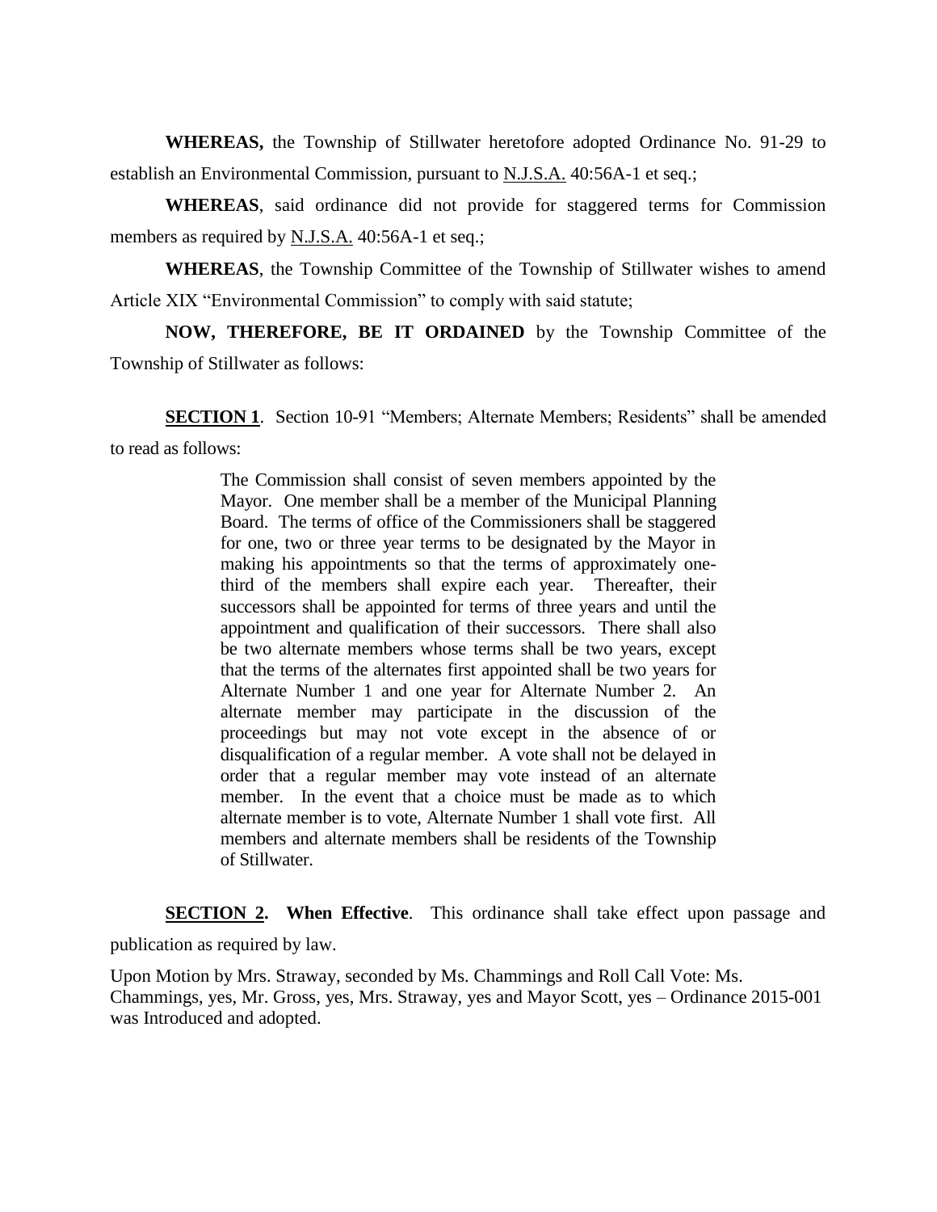**WHEREAS,** the Township of Stillwater heretofore adopted Ordinance No. 91-29 to establish an Environmental Commission, pursuant to N.J.S.A. 40:56A-1 et seq.;

**WHEREAS**, said ordinance did not provide for staggered terms for Commission members as required by N.J.S.A. 40:56A-1 et seq.;

**WHEREAS**, the Township Committee of the Township of Stillwater wishes to amend Article XIX "Environmental Commission" to comply with said statute;

**NOW, THEREFORE, BE IT ORDAINED** by the Township Committee of the Township of Stillwater as follows:

**SECTION 1**. Section 10-91 "Members; Alternate Members; Residents" shall be amended to read as follows:

> The Commission shall consist of seven members appointed by the Mayor. One member shall be a member of the Municipal Planning Board. The terms of office of the Commissioners shall be staggered for one, two or three year terms to be designated by the Mayor in making his appointments so that the terms of approximately one-third of the members shall expire each year. Thereafter, their successors shall be appointed for terms of three years and until the appointment and qualification of their successors. There shall also be two alternate members whose terms shall be two years, except that the terms of the alternates first appointed shall be two years for Alternate Number 1 and one year for Alternate Number 2. An alternate member may participate in the discussion of the proceedings but may not vote except in the absence of or disqualification of a regular member. A vote shall not be delayed in order that a regular member may vote instead of an alternate member. In the event that a choice must be made as to which alternate member is to vote, Alternate Number 1 shall vote first. All members and alternate members shall be residents of the Township of Stillwater.

**SECTION 2. When Effective**. This ordinance shall take effect upon passage and publication as required by law.

Upon Motion by Mrs. Straway, seconded by Ms. Chammings and Roll Call Vote: Ms. Chammings, yes, Mr. Gross, yes, Mrs. Straway, yes and Mayor Scott, yes – Ordinance 2015-001 was Introduced and adopted.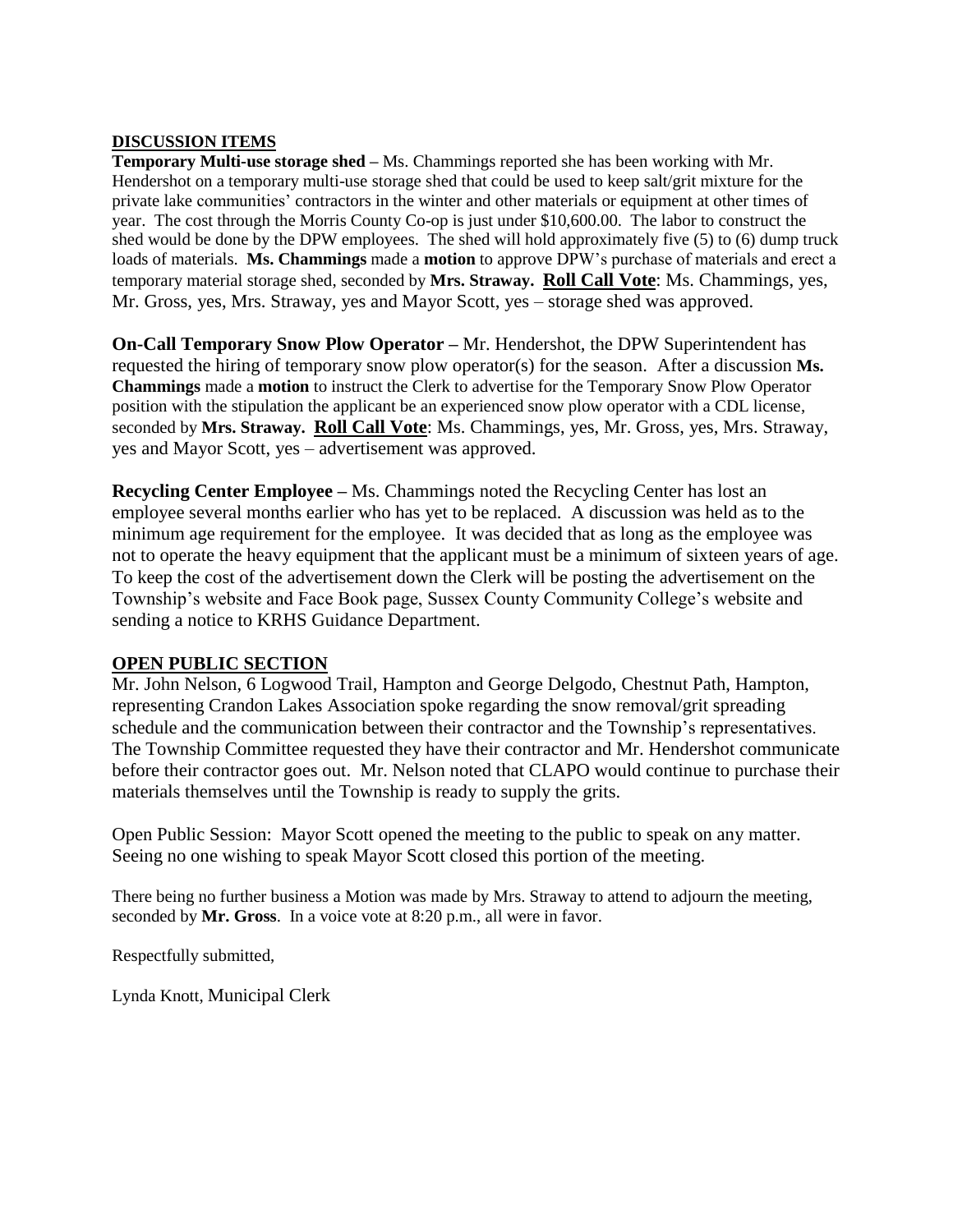## DISCUSSION ITEMS

**Temporary Multi-use storage shed –** Ms. Chammings reported she has been working with Mr. Hendershot on a temporary multi-use storage shed that could be used to keep salt/grit mixture for the private lake communities' contractors in the winter and other materials or equipment at other times of year. The cost through the Morris County Co-op is just under $10,600.00. The labor to construct the shed would be done by the DPW employees. The shed will hold approximately five (5) to (6) dump truck loads of materials. **Ms. Chammings** made a **motion** to approve DPW's purchase of materials and erect a temporary material storage shed, seconded by **Mrs. Straway.** **Roll Call Vote**: Ms. Chammings, yes, Mr. Gross, yes, Mrs. Straway, yes and Mayor Scott, yes – storage shed was approved.

**On-Call Temporary Snow Plow Operator –** Mr. Hendershot, the DPW Superintendent has requested the hiring of temporary snow plow operator(s) for the season. After a discussion **Ms. Chammings** made a **motion** to instruct the Clerk to advertise for the Temporary Snow Plow Operator position with the stipulation the applicant be an experienced snow plow operator with a CDL license, seconded by **Mrs. Straway.** **Roll Call Vote**: Ms. Chammings, yes, Mr. Gross, yes, Mrs. Straway, yes and Mayor Scott, yes – advertisement was approved.

**Recycling Center Employee –** Ms. Chammings noted the Recycling Center has lost an employee several months earlier who has yet to be replaced. A discussion was held as to the minimum age requirement for the employee. It was decided that as long as the employee was not to operate the heavy equipment that the applicant must be a minimum of sixteen years of age. To keep the cost of the advertisement down the Clerk will be posting the advertisement on the Township's website and Face Book page, Sussex County Community College's website and sending a notice to KRHS Guidance Department.

## OPEN PUBLIC SECTION

Mr. John Nelson, 6 Logwood Trail, Hampton and George Delgodo, Chestnut Path, Hampton, representing Crandon Lakes Association spoke regarding the snow removal/grit spreading schedule and the communication between their contractor and the Township's representatives. The Township Committee requested they have their contractor and Mr. Hendershot communicate before their contractor goes out. Mr. Nelson noted that CLAPO would continue to purchase their materials themselves until the Township is ready to supply the grits.

Open Public Session: Mayor Scott opened the meeting to the public to speak on any matter. Seeing no one wishing to speak Mayor Scott closed this portion of the meeting.

There being no further business a Motion was made by Mrs. Straway to attend to adjourn the meeting, seconded by **Mr. Gross**. In a voice vote at 8:20 p.m., all were in favor.

Respectfully submitted,

Lynda Knott, Municipal Clerk